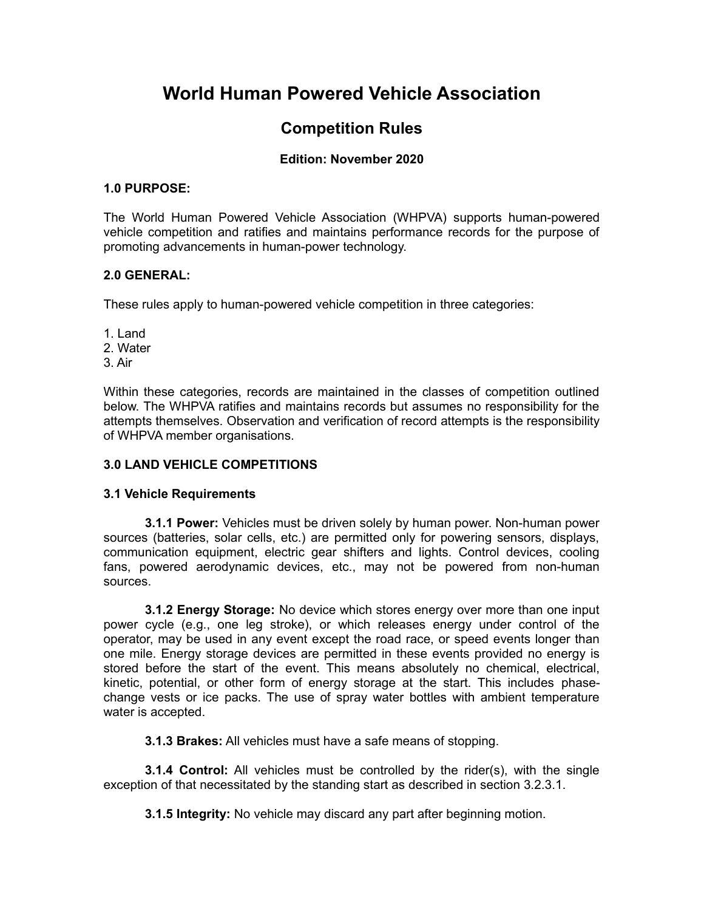# World Human Powered Vehicle Association

## Competition Rules

**Edition: November 2020**

### 1.0 PURPOSE:

The World Human Powered Vehicle Association (WHPVA) supports human-powered vehicle competition and ratifies and maintains performance records for the purpose of promoting advancements in human-power technology.

### 2.0 GENERAL:

These rules apply to human-powered vehicle competition in three categories:

1. Land
2. Water
3. Air

Within these categories, records are maintained in the classes of competition outlined below. The WHPVA ratifies and maintains records but assumes no responsibility for the attempts themselves. Observation and verification of record attempts is the responsibility of WHPVA member organisations.

### 3.0 LAND VEHICLE COMPETITIONS

#### 3.1 Vehicle Requirements

**3.1.1 Power:** Vehicles must be driven solely by human power. Non-human power sources (batteries, solar cells, etc.) are permitted only for powering sensors, displays, communication equipment, electric gear shifters and lights. Control devices, cooling fans, powered aerodynamic devices, etc., may not be powered from non-human sources.

**3.1.2 Energy Storage:** No device which stores energy over more than one input power cycle (e.g., one leg stroke), or which releases energy under control of the operator, may be used in any event except the road race, or speed events longer than one mile. Energy storage devices are permitted in these events provided no energy is stored before the start of the event. This means absolutely no chemical, electrical, kinetic, potential, or other form of energy storage at the start. This includes phase-change vests or ice packs. The use of spray water bottles with ambient temperature water is accepted.

**3.1.3 Brakes:** All vehicles must have a safe means of stopping.

**3.1.4 Control:** All vehicles must be controlled by the rider(s), with the single exception of that necessitated by the standing start as described in section 3.2.3.1.

**3.1.5 Integrity:** No vehicle may discard any part after beginning motion.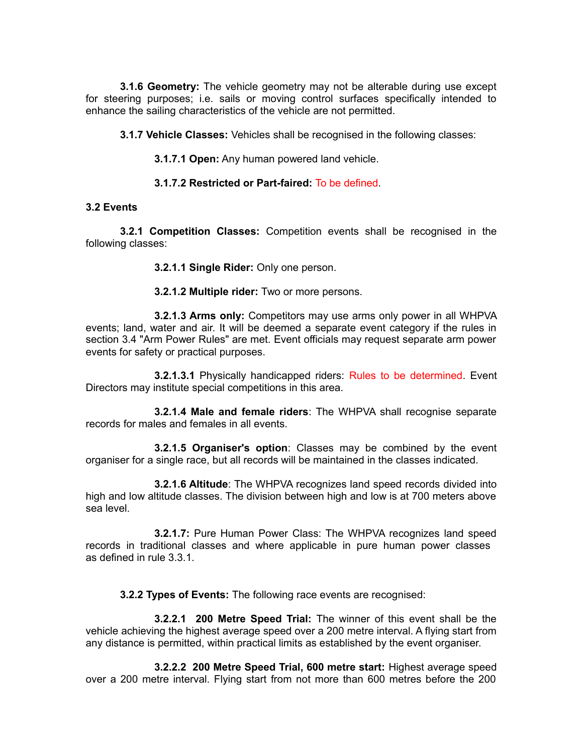**3.1.6 Geometry:** The vehicle geometry may not be alterable during use except for steering purposes; i.e. sails or moving control surfaces specifically intended to enhance the sailing characteristics of the vehicle are not permitted.

**3.1.7 Vehicle Classes:** Vehicles shall be recognised in the following classes:

**3.1.7.1 Open:** Any human powered land vehicle.

**3.1.7.2 Restricted or Part-faired:** To be defined.

**3.2 Events**

**3.2.1 Competition Classes:** Competition events shall be recognised in the following classes:

**3.2.1.1 Single Rider:** Only one person.

**3.2.1.2 Multiple rider:** Two or more persons.

**3.2.1.3 Arms only:** Competitors may use arms only power in all WHPVA events; land, water and air. It will be deemed a separate event category if the rules in section 3.4 "Arm Power Rules" are met. Event officials may request separate arm power events for safety or practical purposes.

**3.2.1.3.1** Physically handicapped riders: Rules to be determined. Event Directors may institute special competitions in this area.

**3.2.1.4 Male and female riders**: The WHPVA shall recognise separate records for males and females in all events.

**3.2.1.5 Organiser's option**: Classes may be combined by the event organiser for a single race, but all records will be maintained in the classes indicated.

**3.2.1.6 Altitude**: The WHPVA recognizes land speed records divided into high and low altitude classes. The division between high and low is at 700 meters above sea level.

**3.2.1.7:** Pure Human Power Class: The WHPVA recognizes land speed records in traditional classes and where applicable in pure human power classes as defined in rule 3.3.1.

**3.2.2 Types of Events:** The following race events are recognised:

**3.2.2.1 200 Metre Speed Trial:** The winner of this event shall be the vehicle achieving the highest average speed over a 200 metre interval. A flying start from any distance is permitted, within practical limits as established by the event organiser.

**3.2.2.2 200 Metre Speed Trial, 600 metre start:** Highest average speed over a 200 metre interval. Flying start from not more than 600 metres before the 200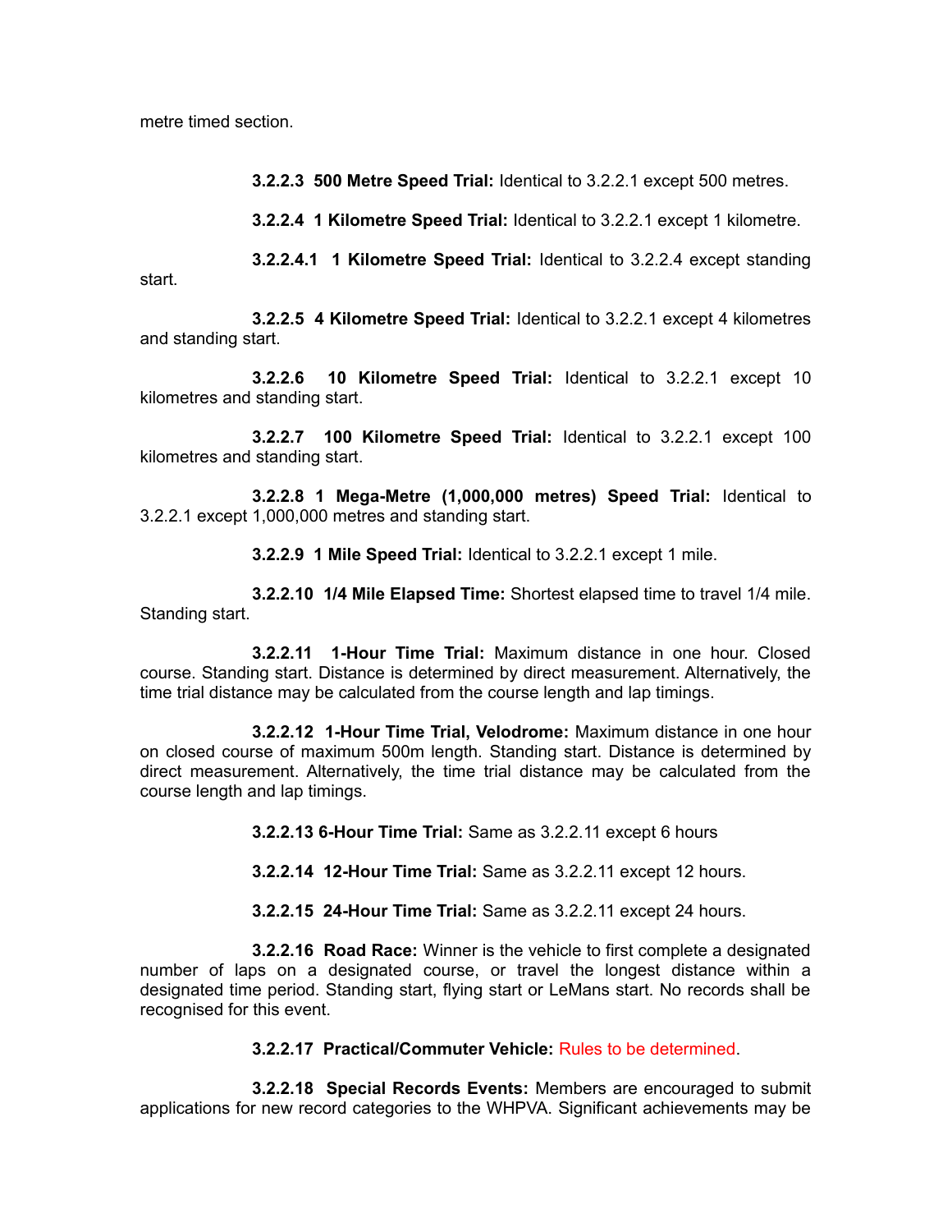metre timed section.

**3.2.2.3 500 Metre Speed Trial:** Identical to 3.2.2.1 except 500 metres.

**3.2.2.4 1 Kilometre Speed Trial:** Identical to 3.2.2.1 except 1 kilometre.

**3.2.2.4.1 1 Kilometre Speed Trial:** Identical to 3.2.2.4 except standing start.

**3.2.2.5 4 Kilometre Speed Trial:** Identical to 3.2.2.1 except 4 kilometres and standing start.

**3.2.2.6 10 Kilometre Speed Trial:** Identical to 3.2.2.1 except 10 kilometres and standing start.

**3.2.2.7 100 Kilometre Speed Trial:** Identical to 3.2.2.1 except 100 kilometres and standing start.

**3.2.2.8 1 Mega-Metre (1,000,000 metres) Speed Trial:** Identical to 3.2.2.1 except 1,000,000 metres and standing start.

**3.2.2.9 1 Mile Speed Trial:** Identical to 3.2.2.1 except 1 mile.

**3.2.2.10 1/4 Mile Elapsed Time:** Shortest elapsed time to travel 1/4 mile. Standing start.

**3.2.2.11 1-Hour Time Trial:** Maximum distance in one hour. Closed course. Standing start. Distance is determined by direct measurement. Alternatively, the time trial distance may be calculated from the course length and lap timings.

**3.2.2.12 1-Hour Time Trial, Velodrome:** Maximum distance in one hour on closed course of maximum 500m length. Standing start. Distance is determined by direct measurement. Alternatively, the time trial distance may be calculated from the course length and lap timings.

**3.2.2.13 6-Hour Time Trial:** Same as 3.2.2.11 except 6 hours

**3.2.2.14 12-Hour Time Trial:** Same as 3.2.2.11 except 12 hours.

**3.2.2.15 24-Hour Time Trial:** Same as 3.2.2.11 except 24 hours.

**3.2.2.16 Road Race:** Winner is the vehicle to first complete a designated number of laps on a designated course, or travel the longest distance within a designated time period. Standing start, flying start or LeMans start. No records shall be recognised for this event.

**3.2.2.17 Practical/Commuter Vehicle:** Rules to be determined.

**3.2.2.18 Special Records Events:** Members are encouraged to submit applications for new record categories to the WHPVA. Significant achievements may be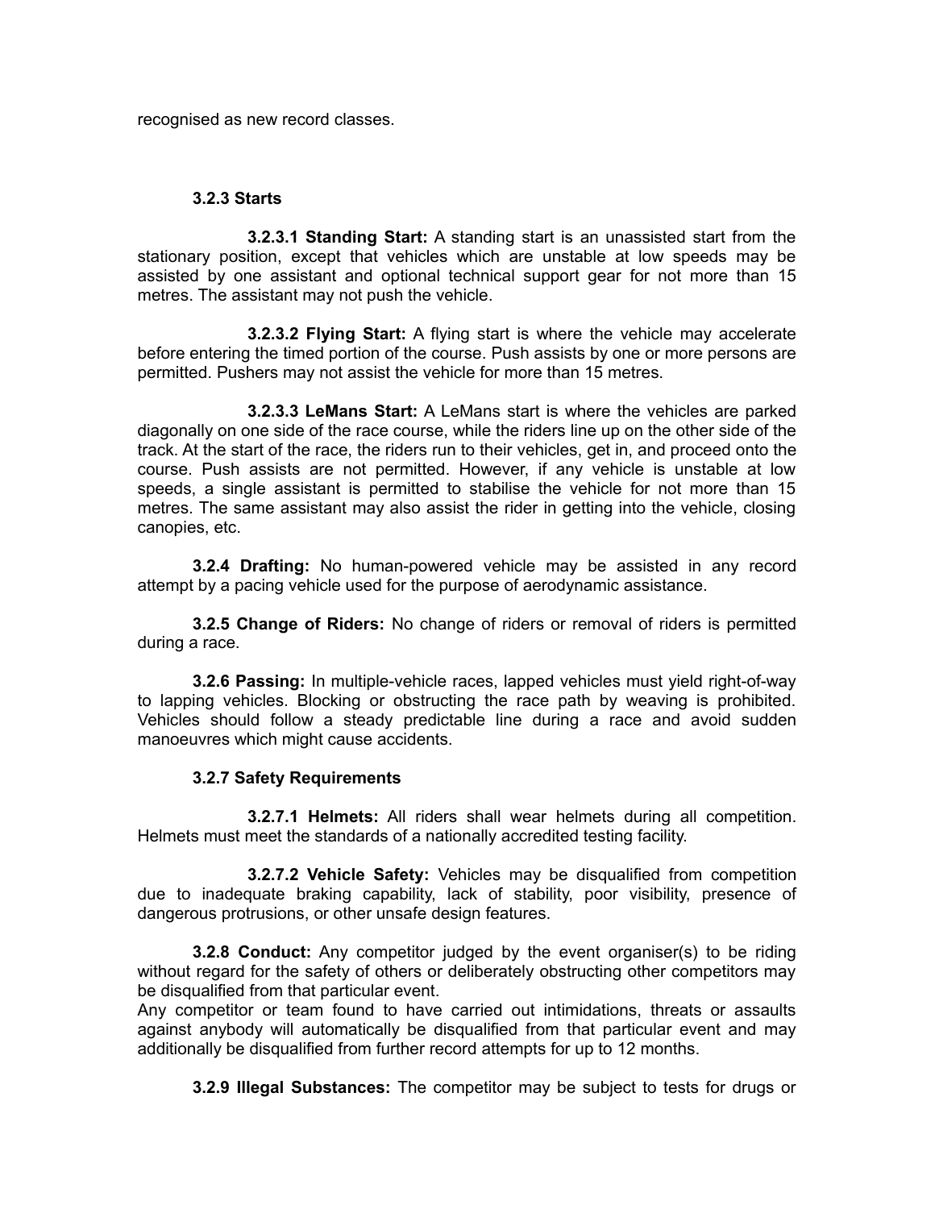recognised as new record classes.

### 3.2.3 Starts

**3.2.3.1 Standing Start:** A standing start is an unassisted start from the stationary position, except that vehicles which are unstable at low speeds may be assisted by one assistant and optional technical support gear for not more than 15 metres. The assistant may not push the vehicle.

**3.2.3.2 Flying Start:** A flying start is where the vehicle may accelerate before entering the timed portion of the course. Push assists by one or more persons are permitted. Pushers may not assist the vehicle for more than 15 metres.

**3.2.3.3 LeMans Start:** A LeMans start is where the vehicles are parked diagonally on one side of the race course, while the riders line up on the other side of the track. At the start of the race, the riders run to their vehicles, get in, and proceed onto the course. Push assists are not permitted. However, if any vehicle is unstable at low speeds, a single assistant is permitted to stabilise the vehicle for not more than 15 metres. The same assistant may also assist the rider in getting into the vehicle, closing canopies, etc.

**3.2.4 Drafting:** No human-powered vehicle may be assisted in any record attempt by a pacing vehicle used for the purpose of aerodynamic assistance.

**3.2.5 Change of Riders:** No change of riders or removal of riders is permitted during a race.

**3.2.6 Passing:** In multiple-vehicle races, lapped vehicles must yield right-of-way to lapping vehicles. Blocking or obstructing the race path by weaving is prohibited. Vehicles should follow a steady predictable line during a race and avoid sudden manoeuvres which might cause accidents.

### 3.2.7 Safety Requirements

**3.2.7.1 Helmets:** All riders shall wear helmets during all competition. Helmets must meet the standards of a nationally accredited testing facility.

**3.2.7.2 Vehicle Safety:** Vehicles may be disqualified from competition due to inadequate braking capability, lack of stability, poor visibility, presence of dangerous protrusions, or other unsafe design features.

**3.2.8 Conduct:** Any competitor judged by the event organiser(s) to be riding without regard for the safety of others or deliberately obstructing other competitors may be disqualified from that particular event.
Any competitor or team found to have carried out intimidations, threats or assaults against anybody will automatically be disqualified from that particular event and may additionally be disqualified from further record attempts for up to 12 months.

**3.2.9 Illegal Substances:** The competitor may be subject to tests for drugs or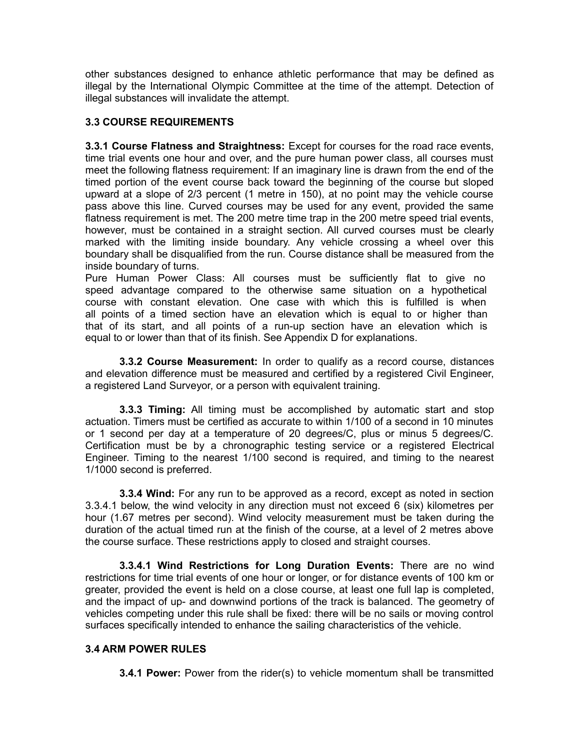other substances designed to enhance athletic performance that may be defined as illegal by the International Olympic Committee at the time of the attempt. Detection of illegal substances will invalidate the attempt.

### 3.3 COURSE REQUIREMENTS

**3.3.1 Course Flatness and Straightness:** Except for courses for the road race events, time trial events one hour and over, and the pure human power class, all courses must meet the following flatness requirement: If an imaginary line is drawn from the end of the timed portion of the event course back toward the beginning of the course but sloped upward at a slope of 2/3 percent (1 metre in 150), at no point may the vehicle course pass above this line. Curved courses may be used for any event, provided the same flatness requirement is met. The 200 metre time trap in the 200 metre speed trial events, however, must be contained in a straight section. All curved courses must be clearly marked with the limiting inside boundary. Any vehicle crossing a wheel over this boundary shall be disqualified from the run. Course distance shall be measured from the inside boundary of turns.

Pure Human Power Class: All courses must be sufficiently flat to give no speed advantage compared to the otherwise same situation on a hypothetical course with constant elevation. One case with which this is fulfilled is when all points of a timed section have an elevation which is equal to or higher than that of its start, and all points of a run-up section have an elevation which is equal to or lower than that of its finish. See Appendix D for explanations.

**3.3.2 Course Measurement:** In order to qualify as a record course, distances and elevation difference must be measured and certified by a registered Civil Engineer, a registered Land Surveyor, or a person with equivalent training.

**3.3.3 Timing:** All timing must be accomplished by automatic start and stop actuation. Timers must be certified as accurate to within 1/100 of a second in 10 minutes or 1 second per day at a temperature of 20 degrees/C, plus or minus 5 degrees/C. Certification must be by a chronographic testing service or a registered Electrical Engineer. Timing to the nearest 1/100 second is required, and timing to the nearest 1/1000 second is preferred.

**3.3.4 Wind:** For any run to be approved as a record, except as noted in section 3.3.4.1 below, the wind velocity in any direction must not exceed 6 (six) kilometres per hour (1.67 metres per second). Wind velocity measurement must be taken during the duration of the actual timed run at the finish of the course, at a level of 2 metres above the course surface. These restrictions apply to closed and straight courses.

**3.3.4.1 Wind Restrictions for Long Duration Events:** There are no wind restrictions for time trial events of one hour or longer, or for distance events of 100 km or greater, provided the event is held on a close course, at least one full lap is completed, and the impact of up- and downwind portions of the track is balanced. The geometry of vehicles competing under this rule shall be fixed: there will be no sails or moving control surfaces specifically intended to enhance the sailing characteristics of the vehicle.

### 3.4 ARM POWER RULES

**3.4.1 Power:** Power from the rider(s) to vehicle momentum shall be transmitted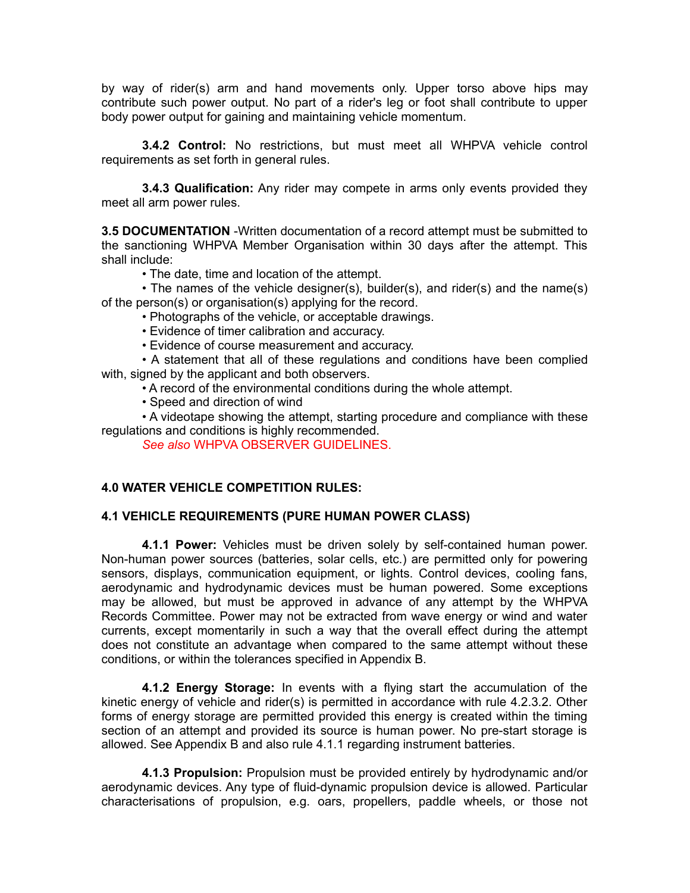by way of rider(s) arm and hand movements only. Upper torso above hips may contribute such power output. No part of a rider's leg or foot shall contribute to upper body power output for gaining and maintaining vehicle momentum.

**3.4.2 Control:** No restrictions, but must meet all WHPVA vehicle control requirements as set forth in general rules.

**3.4.3 Qualification:** Any rider may compete in arms only events provided they meet all arm power rules.

**3.5 DOCUMENTATION** -Written documentation of a record attempt must be submitted to the sanctioning WHPVA Member Organisation within 30 days after the attempt. This shall include:

- The date, time and location of the attempt.
- The names of the vehicle designer(s), builder(s), and rider(s) and the name(s) of the person(s) or organisation(s) applying for the record.
- Photographs of the vehicle, or acceptable drawings.
- Evidence of timer calibration and accuracy.
- Evidence of course measurement and accuracy.
- A statement that all of these regulations and conditions have been complied with, signed by the applicant and both observers.
- A record of the environmental conditions during the whole attempt.
- Speed and direction of wind
- A videotape showing the attempt, starting procedure and compliance with these regulations and conditions is highly recommended.

*See also* WHPVA OBSERVER GUIDELINES.

## 4.0 WATER VEHICLE COMPETITION RULES:

### 4.1 VEHICLE REQUIREMENTS (PURE HUMAN POWER CLASS)

**4.1.1 Power:** Vehicles must be driven solely by self-contained human power. Non-human power sources (batteries, solar cells, etc.) are permitted only for powering sensors, displays, communication equipment, or lights. Control devices, cooling fans, aerodynamic and hydrodynamic devices must be human powered. Some exceptions may be allowed, but must be approved in advance of any attempt by the WHPVA Records Committee. Power may not be extracted from wave energy or wind and water currents, except momentarily in such a way that the overall effect during the attempt does not constitute an advantage when compared to the same attempt without these conditions, or within the tolerances specified in Appendix B.

**4.1.2 Energy Storage:** In events with a flying start the accumulation of the kinetic energy of vehicle and rider(s) is permitted in accordance with rule 4.2.3.2. Other forms of energy storage are permitted provided this energy is created within the timing section of an attempt and provided its source is human power. No pre-start storage is allowed. See Appendix B and also rule 4.1.1 regarding instrument batteries.

**4.1.3 Propulsion:** Propulsion must be provided entirely by hydrodynamic and/or aerodynamic devices. Any type of fluid-dynamic propulsion device is allowed. Particular characterisations of propulsion, e.g. oars, propellers, paddle wheels, or those not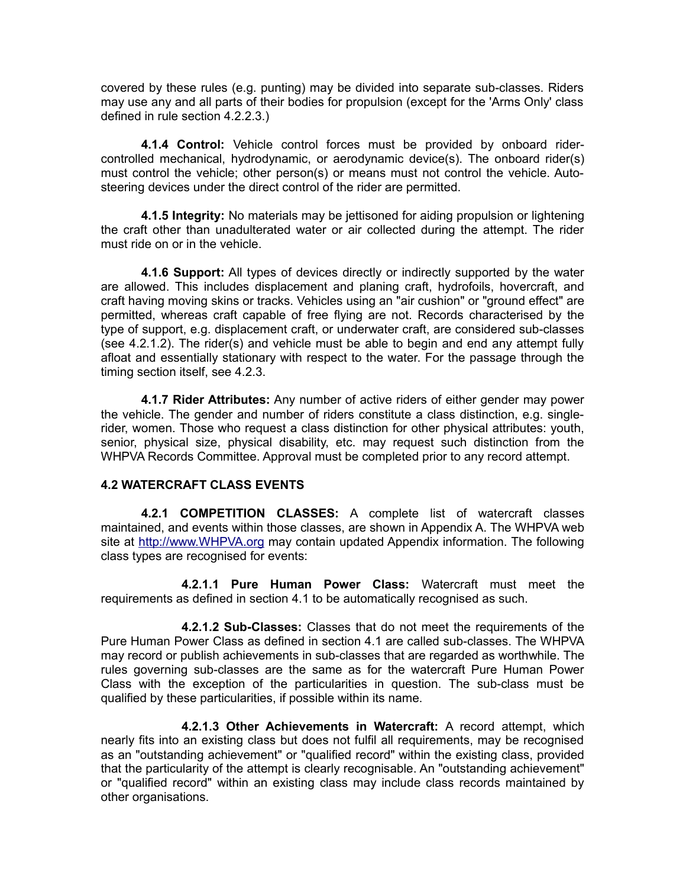covered by these rules (e.g. punting) may be divided into separate sub-classes. Riders may use any and all parts of their bodies for propulsion (except for the 'Arms Only' class defined in rule section 4.2.2.3.)

**4.1.4 Control:** Vehicle control forces must be provided by onboard rider-controlled mechanical, hydrodynamic, or aerodynamic device(s). The onboard rider(s) must control the vehicle; other person(s) or means must not control the vehicle. Auto-steering devices under the direct control of the rider are permitted.

**4.1.5 Integrity:** No materials may be jettisoned for aiding propulsion or lightening the craft other than unadulterated water or air collected during the attempt. The rider must ride on or in the vehicle.

**4.1.6 Support:** All types of devices directly or indirectly supported by the water are allowed. This includes displacement and planing craft, hydrofoils, hovercraft, and craft having moving skins or tracks. Vehicles using an "air cushion" or "ground effect" are permitted, whereas craft capable of free flying are not. Records characterised by the type of support, e.g. displacement craft, or underwater craft, are considered sub-classes (see 4.2.1.2). The rider(s) and vehicle must be able to begin and end any attempt fully afloat and essentially stationary with respect to the water. For the passage through the timing section itself, see 4.2.3.

**4.1.7 Rider Attributes:** Any number of active riders of either gender may power the vehicle. The gender and number of riders constitute a class distinction, e.g. single-rider, women. Those who request a class distinction for other physical attributes: youth, senior, physical size, physical disability, etc. may request such distinction from the WHPVA Records Committee. Approval must be completed prior to any record attempt.

## 4.2 WATERCRAFT CLASS EVENTS

**4.2.1 COMPETITION CLASSES:** A complete list of watercraft classes maintained, and events within those classes, are shown in Appendix A. The WHPVA web site at http://www.WHPVA.org may contain updated Appendix information. The following class types are recognised for events:

**4.2.1.1 Pure Human Power Class:** Watercraft must meet the requirements as defined in section 4.1 to be automatically recognised as such.

**4.2.1.2 Sub-Classes:** Classes that do not meet the requirements of the Pure Human Power Class as defined in section 4.1 are called sub-classes. The WHPVA may record or publish achievements in sub-classes that are regarded as worthwhile. The rules governing sub-classes are the same as for the watercraft Pure Human Power Class with the exception of the particularities in question. The sub-class must be qualified by these particularities, if possible within its name.

**4.2.1.3 Other Achievements in Watercraft:** A record attempt, which nearly fits into an existing class but does not fulfil all requirements, may be recognised as an "outstanding achievement" or "qualified record" within the existing class, provided that the particularity of the attempt is clearly recognisable. An "outstanding achievement" or "qualified record" within an existing class may include class records maintained by other organisations.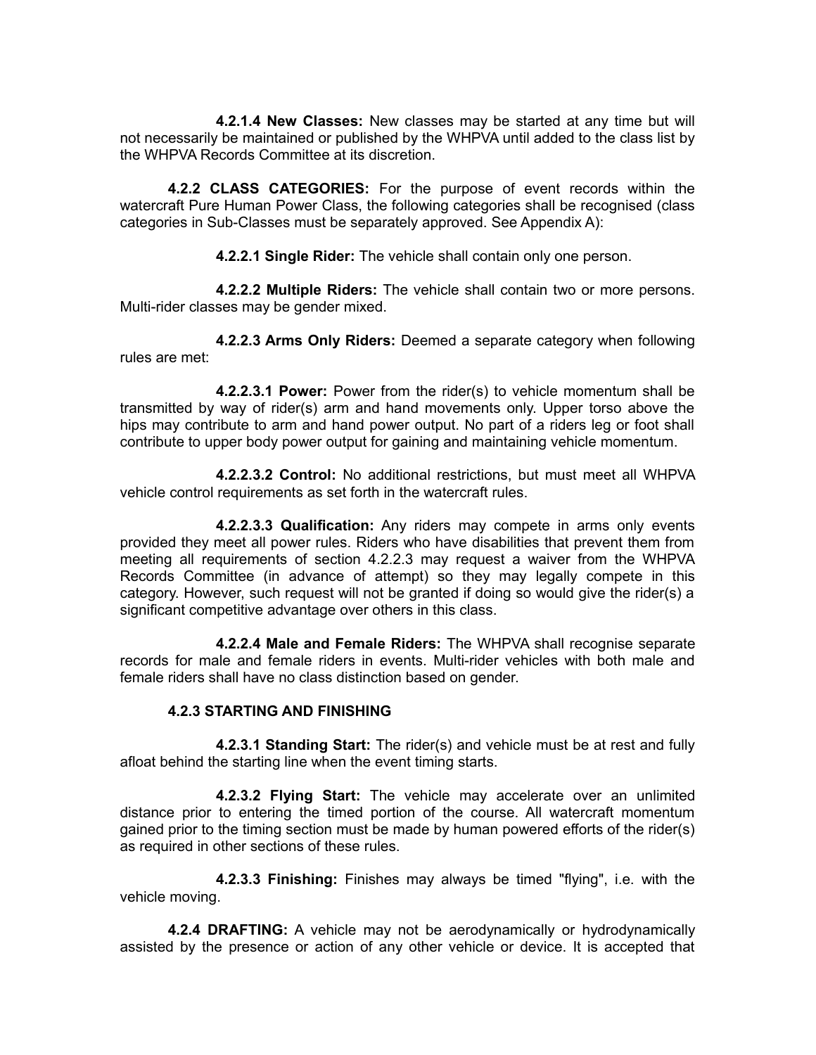**4.2.1.4 New Classes:** New classes may be started at any time but will not necessarily be maintained or published by the WHPVA until added to the class list by the WHPVA Records Committee at its discretion.

**4.2.2 CLASS CATEGORIES:** For the purpose of event records within the watercraft Pure Human Power Class, the following categories shall be recognised (class categories in Sub-Classes must be separately approved. See Appendix A):

**4.2.2.1 Single Rider:** The vehicle shall contain only one person.

**4.2.2.2 Multiple Riders:** The vehicle shall contain two or more persons. Multi-rider classes may be gender mixed.

**4.2.2.3 Arms Only Riders:** Deemed a separate category when following rules are met:

**4.2.2.3.1 Power:** Power from the rider(s) to vehicle momentum shall be transmitted by way of rider(s) arm and hand movements only. Upper torso above the hips may contribute to arm and hand power output. No part of a riders leg or foot shall contribute to upper body power output for gaining and maintaining vehicle momentum.

**4.2.2.3.2 Control:** No additional restrictions, but must meet all WHPVA vehicle control requirements as set forth in the watercraft rules.

**4.2.2.3.3 Qualification:** Any riders may compete in arms only events provided they meet all power rules. Riders who have disabilities that prevent them from meeting all requirements of section 4.2.2.3 may request a waiver from the WHPVA Records Committee (in advance of attempt) so they may legally compete in this category. However, such request will not be granted if doing so would give the rider(s) a significant competitive advantage over others in this class.

**4.2.2.4 Male and Female Riders:** The WHPVA shall recognise separate records for male and female riders in events. Multi-rider vehicles with both male and female riders shall have no class distinction based on gender.

**4.2.3 STARTING AND FINISHING**

**4.2.3.1 Standing Start:** The rider(s) and vehicle must be at rest and fully afloat behind the starting line when the event timing starts.

**4.2.3.2 Flying Start:** The vehicle may accelerate over an unlimited distance prior to entering the timed portion of the course. All watercraft momentum gained prior to the timing section must be made by human powered efforts of the rider(s) as required in other sections of these rules.

**4.2.3.3 Finishing:** Finishes may always be timed "flying", i.e. with the vehicle moving.

**4.2.4 DRAFTING:** A vehicle may not be aerodynamically or hydrodynamically assisted by the presence or action of any other vehicle or device. It is accepted that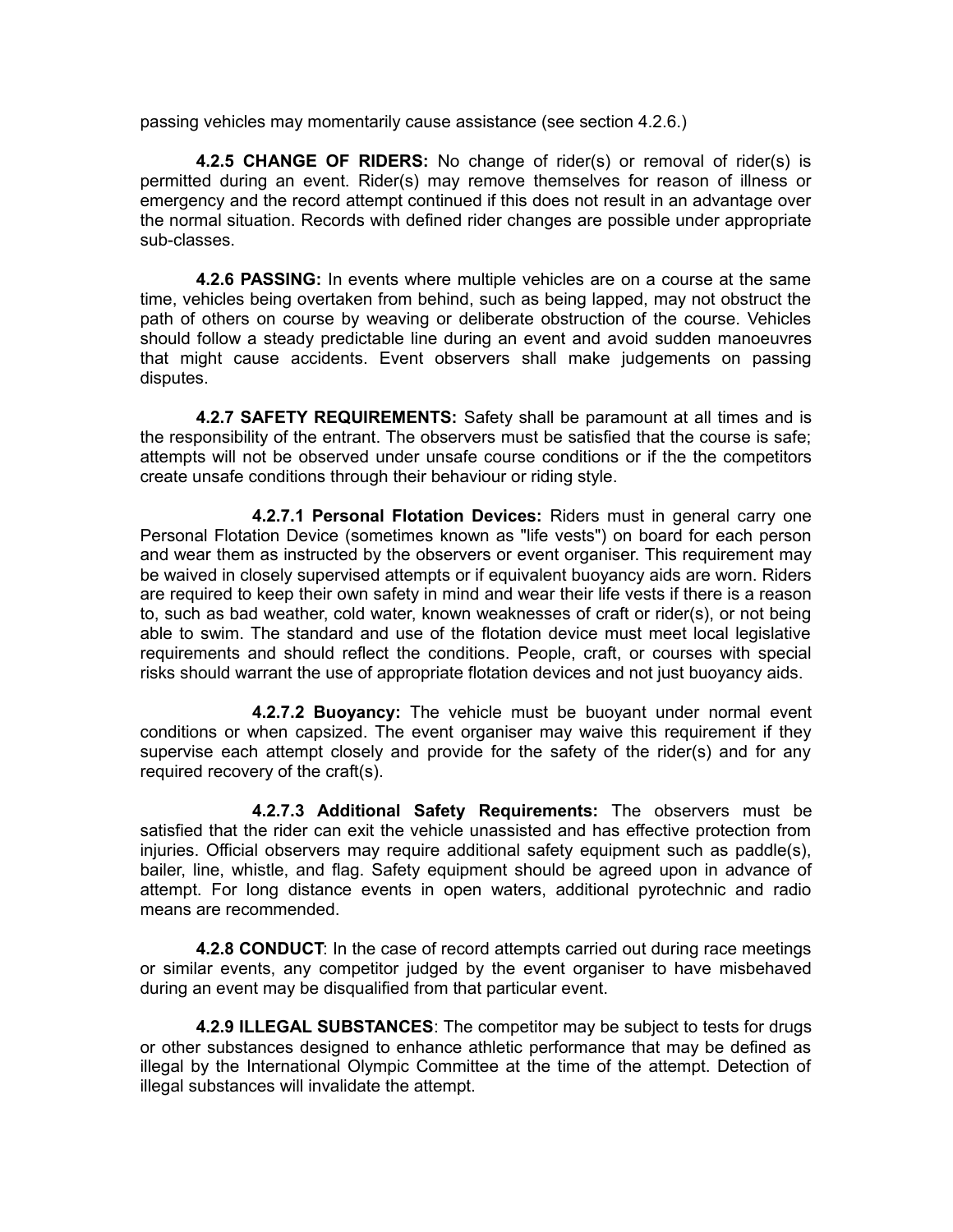passing vehicles may momentarily cause assistance (see section 4.2.6.)

**4.2.5 CHANGE OF RIDERS:** No change of rider(s) or removal of rider(s) is permitted during an event. Rider(s) may remove themselves for reason of illness or emergency and the record attempt continued if this does not result in an advantage over the normal situation. Records with defined rider changes are possible under appropriate sub-classes.

**4.2.6 PASSING:** In events where multiple vehicles are on a course at the same time, vehicles being overtaken from behind, such as being lapped, may not obstruct the path of others on course by weaving or deliberate obstruction of the course. Vehicles should follow a steady predictable line during an event and avoid sudden manoeuvres that might cause accidents. Event observers shall make judgements on passing disputes.

**4.2.7 SAFETY REQUIREMENTS:** Safety shall be paramount at all times and is the responsibility of the entrant. The observers must be satisfied that the course is safe; attempts will not be observed under unsafe course conditions or if the the competitors create unsafe conditions through their behaviour or riding style.

**4.2.7.1 Personal Flotation Devices:** Riders must in general carry one Personal Flotation Device (sometimes known as "life vests") on board for each person and wear them as instructed by the observers or event organiser. This requirement may be waived in closely supervised attempts or if equivalent buoyancy aids are worn. Riders are required to keep their own safety in mind and wear their life vests if there is a reason to, such as bad weather, cold water, known weaknesses of craft or rider(s), or not being able to swim. The standard and use of the flotation device must meet local legislative requirements and should reflect the conditions. People, craft, or courses with special risks should warrant the use of appropriate flotation devices and not just buoyancy aids.

**4.2.7.2 Buoyancy:** The vehicle must be buoyant under normal event conditions or when capsized. The event organiser may waive this requirement if they supervise each attempt closely and provide for the safety of the rider(s) and for any required recovery of the craft(s).

**4.2.7.3 Additional Safety Requirements:** The observers must be satisfied that the rider can exit the vehicle unassisted and has effective protection from injuries. Official observers may require additional safety equipment such as paddle(s), bailer, line, whistle, and flag. Safety equipment should be agreed upon in advance of attempt. For long distance events in open waters, additional pyrotechnic and radio means are recommended.

**4.2.8 CONDUCT**: In the case of record attempts carried out during race meetings or similar events, any competitor judged by the event organiser to have misbehaved during an event may be disqualified from that particular event.

**4.2.9 ILLEGAL SUBSTANCES**: The competitor may be subject to tests for drugs or other substances designed to enhance athletic performance that may be defined as illegal by the International Olympic Committee at the time of the attempt. Detection of illegal substances will invalidate the attempt.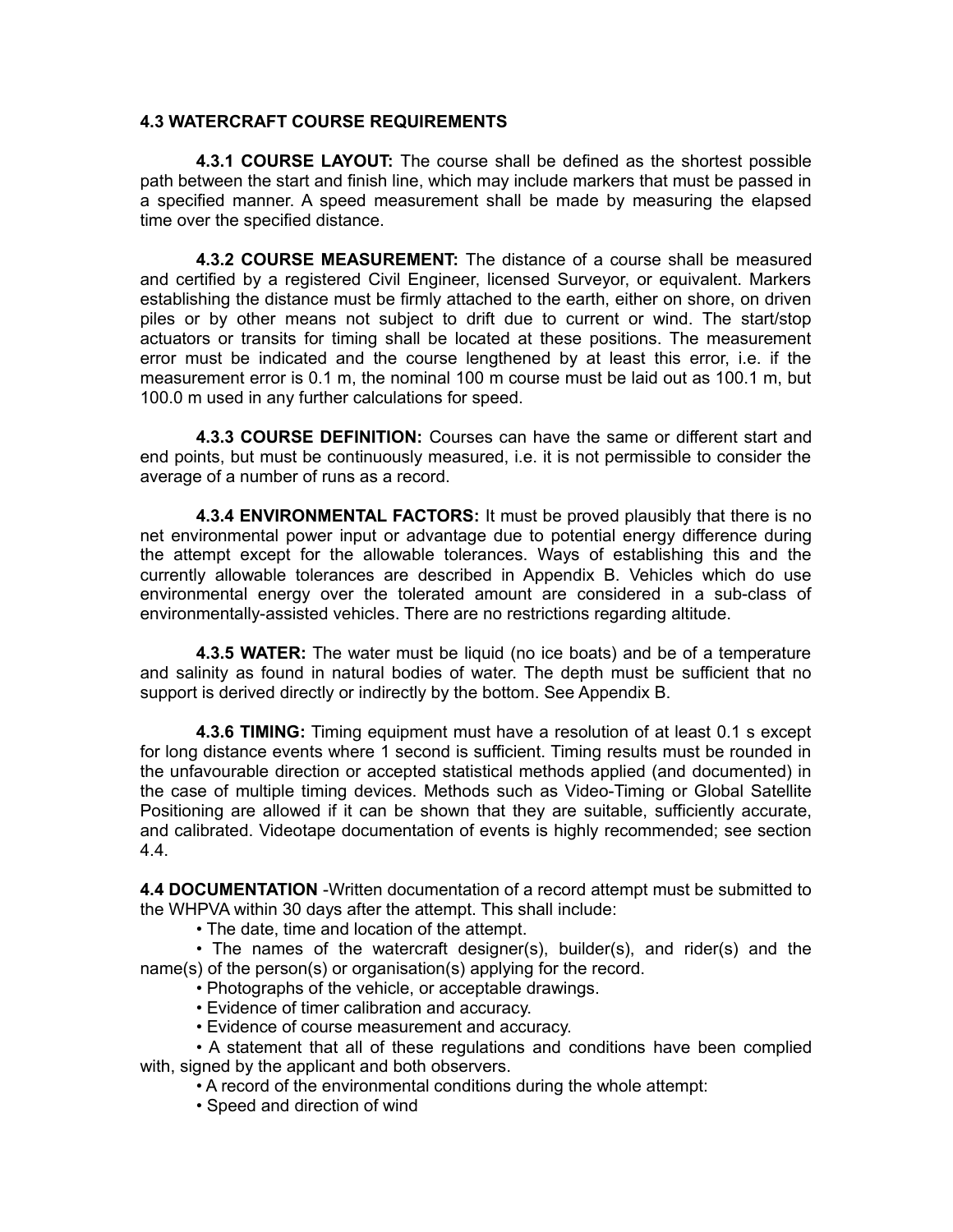### 4.3 WATERCRAFT COURSE REQUIREMENTS

**4.3.1 COURSE LAYOUT:** The course shall be defined as the shortest possible path between the start and finish line, which may include markers that must be passed in a specified manner. A speed measurement shall be made by measuring the elapsed time over the specified distance.

**4.3.2 COURSE MEASUREMENT:** The distance of a course shall be measured and certified by a registered Civil Engineer, licensed Surveyor, or equivalent. Markers establishing the distance must be firmly attached to the earth, either on shore, on driven piles or by other means not subject to drift due to current or wind. The start/stop actuators or transits for timing shall be located at these positions. The measurement error must be indicated and the course lengthened by at least this error, i.e. if the measurement error is 0.1 m, the nominal 100 m course must be laid out as 100.1 m, but 100.0 m used in any further calculations for speed.

**4.3.3 COURSE DEFINITION:** Courses can have the same or different start and end points, but must be continuously measured, i.e. it is not permissible to consider the average of a number of runs as a record.

**4.3.4 ENVIRONMENTAL FACTORS:** It must be proved plausibly that there is no net environmental power input or advantage due to potential energy difference during the attempt except for the allowable tolerances. Ways of establishing this and the currently allowable tolerances are described in Appendix B. Vehicles which do use environmental energy over the tolerated amount are considered in a sub-class of environmentally-assisted vehicles. There are no restrictions regarding altitude.

**4.3.5 WATER:** The water must be liquid (no ice boats) and be of a temperature and salinity as found in natural bodies of water. The depth must be sufficient that no support is derived directly or indirectly by the bottom. See Appendix B.

**4.3.6 TIMING:** Timing equipment must have a resolution of at least 0.1 s except for long distance events where 1 second is sufficient. Timing results must be rounded in the unfavourable direction or accepted statistical methods applied (and documented) in the case of multiple timing devices. Methods such as Video-Timing or Global Satellite Positioning are allowed if it can be shown that they are suitable, sufficiently accurate, and calibrated. Videotape documentation of events is highly recommended; see section 4.4.

**4.4 DOCUMENTATION** -Written documentation of a record attempt must be submitted to the WHPVA within 30 days after the attempt. This shall include:

- The date, time and location of the attempt.
- The names of the watercraft designer(s), builder(s), and rider(s) and the name(s) of the person(s) or organisation(s) applying for the record.
- Photographs of the vehicle, or acceptable drawings.
- Evidence of timer calibration and accuracy.
- Evidence of course measurement and accuracy.
- A statement that all of these regulations and conditions have been complied with, signed by the applicant and both observers.
- A record of the environmental conditions during the whole attempt:
- Speed and direction of wind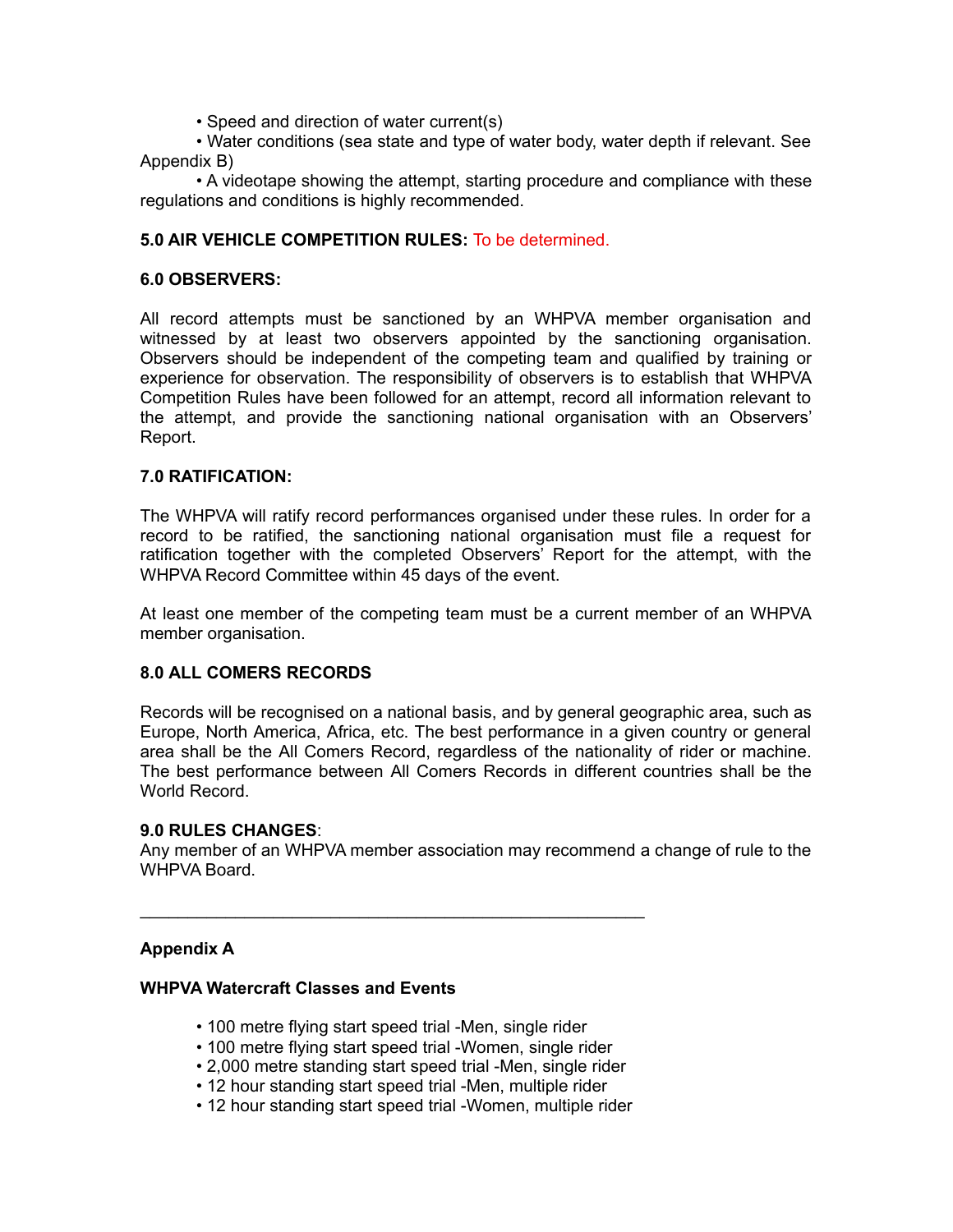- Speed and direction of water current(s)
- Water conditions (sea state and type of water body, water depth if relevant. See Appendix B)
- A videotape showing the attempt, starting procedure and compliance with these regulations and conditions is highly recommended.

**5.0 AIR VEHICLE COMPETITION RULES:** To be determined.

**6.0 OBSERVERS:**

All record attempts must be sanctioned by an WHPVA member organisation and witnessed by at least two observers appointed by the sanctioning organisation. Observers should be independent of the competing team and qualified by training or experience for observation. The responsibility of observers is to establish that WHPVA Competition Rules have been followed for an attempt, record all information relevant to the attempt, and provide the sanctioning national organisation with an Observers' Report.

**7.0 RATIFICATION:**

The WHPVA will ratify record performances organised under these rules. In order for a record to be ratified, the sanctioning national organisation must file a request for ratification together with the completed Observers' Report for the attempt, with the WHPVA Record Committee within 45 days of the event.

At least one member of the competing team must be a current member of an WHPVA member organisation.

**8.0 ALL COMERS RECORDS**

Records will be recognised on a national basis, and by general geographic area, such as Europe, North America, Africa, etc. The best performance in a given country or general area shall be the All Comers Record, regardless of the nationality of rider or machine. The best performance between All Comers Records in different countries shall be the World Record.

**9.0 RULES CHANGES**:
Any member of an WHPVA member association may recommend a change of rule to the WHPVA Board.

---

**Appendix A**

**WHPVA Watercraft Classes and Events**

- 100 metre flying start speed trial -Men, single rider
- 100 metre flying start speed trial -Women, single rider
- 2,000 metre standing start speed trial -Men, single rider
- 12 hour standing start speed trial -Men, multiple rider
- 12 hour standing start speed trial -Women, multiple rider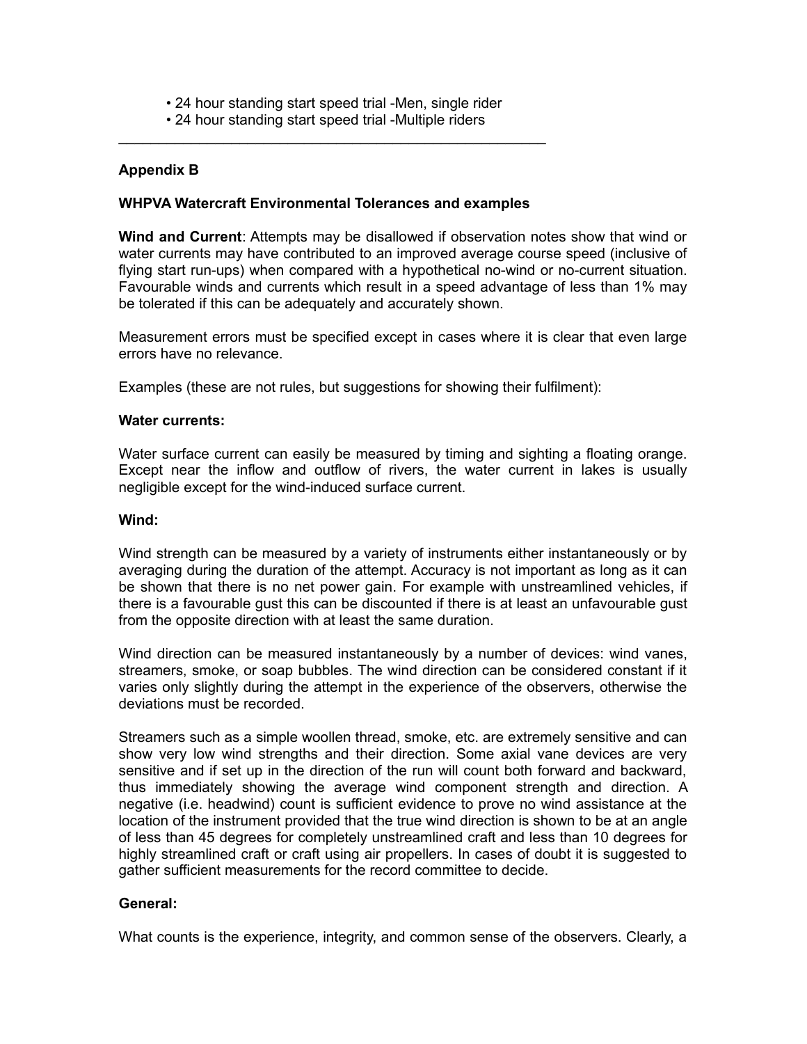- 24 hour standing start speed trial -Men, single rider
- 24 hour standing start speed trial -Multiple riders

---

**Appendix B**

**WHPVA Watercraft Environmental Tolerances and examples**

**Wind and Current**: Attempts may be disallowed if observation notes show that wind or water currents may have contributed to an improved average course speed (inclusive of flying start run-ups) when compared with a hypothetical no-wind or no-current situation. Favourable winds and currents which result in a speed advantage of less than 1% may be tolerated if this can be adequately and accurately shown.

Measurement errors must be specified except in cases where it is clear that even large errors have no relevance.

Examples (these are not rules, but suggestions for showing their fulfilment):

**Water currents:**

Water surface current can easily be measured by timing and sighting a floating orange. Except near the inflow and outflow of rivers, the water current in lakes is usually negligible except for the wind-induced surface current.

**Wind:**

Wind strength can be measured by a variety of instruments either instantaneously or by averaging during the duration of the attempt. Accuracy is not important as long as it can be shown that there is no net power gain. For example with unstreamlined vehicles, if there is a favourable gust this can be discounted if there is at least an unfavourable gust from the opposite direction with at least the same duration.

Wind direction can be measured instantaneously by a number of devices: wind vanes, streamers, smoke, or soap bubbles. The wind direction can be considered constant if it varies only slightly during the attempt in the experience of the observers, otherwise the deviations must be recorded.

Streamers such as a simple woollen thread, smoke, etc. are extremely sensitive and can show very low wind strengths and their direction. Some axial vane devices are very sensitive and if set up in the direction of the run will count both forward and backward, thus immediately showing the average wind component strength and direction. A negative (i.e. headwind) count is sufficient evidence to prove no wind assistance at the location of the instrument provided that the true wind direction is shown to be at an angle of less than 45 degrees for completely unstreamlined craft and less than 10 degrees for highly streamlined craft or craft using air propellers. In cases of doubt it is suggested to gather sufficient measurements for the record committee to decide.

**General:**

What counts is the experience, integrity, and common sense of the observers. Clearly, a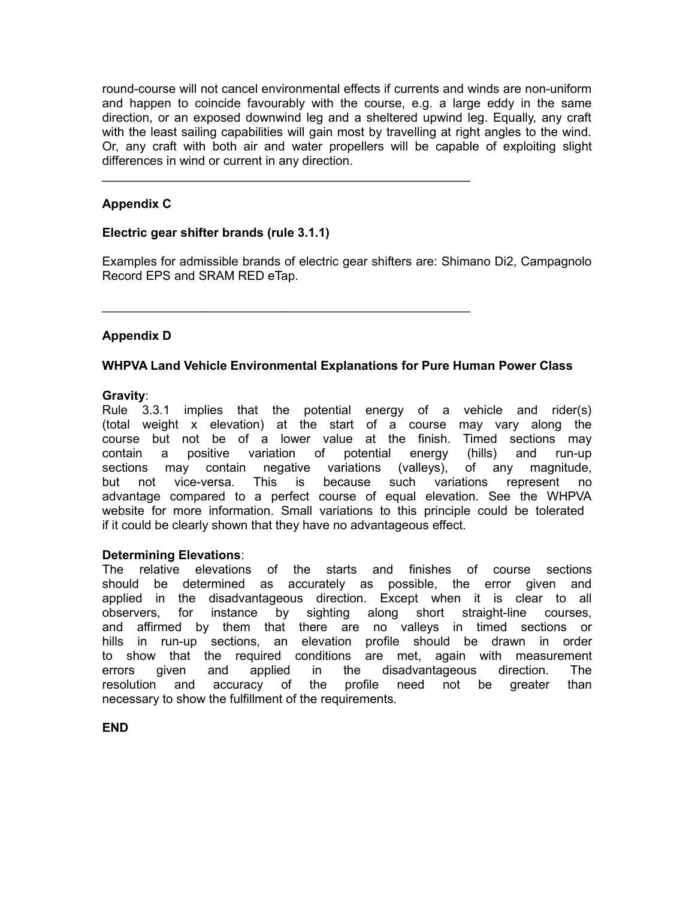round-course will not cancel environmental effects if currents and winds are non-uniform and happen to coincide favourably with the course, e.g. a large eddy in the same direction, or an exposed downwind leg and a sheltered upwind leg. Equally, any craft with the least sailing capabilities will gain most by travelling at right angles to the wind. Or, any craft with both air and water propellers will be capable of exploiting slight differences in wind or current in any direction.

---

## Appendix C

### Electric gear shifter brands (rule 3.1.1)

Examples for admissible brands of electric gear shifters are: Shimano Di2, Campagnolo Record EPS and SRAM RED eTap.

---

## Appendix D

### WHPVA Land Vehicle Environmental Explanations for Pure Human Power Class

**Gravity**:
Rule 3.3.1 implies that the potential energy of a vehicle and rider(s) (total weight x elevation) at the start of a course may vary along the course but not be of a lower value at the finish. Timed sections may contain a positive variation of potential energy (hills) and run-up sections may contain negative variations (valleys), of any magnitude, but not vice-versa. This is because such variations represent no advantage compared to a perfect course of equal elevation. See the WHPVA website for more information. Small variations to this principle could be tolerated if it could be clearly shown that they have no advantageous effect.

**Determining Elevations**:
The relative elevations of the starts and finishes of course sections should be determined as accurately as possible, the error given and applied in the disadvantageous direction. Except when it is clear to all observers, for instance by sighting along short straight-line courses, and affirmed by them that there are no valleys in timed sections or hills in run-up sections, an elevation profile should be drawn in order to show that the required conditions are met, again with measurement errors given and applied in the disadvantageous direction. The resolution and accuracy of the profile need not be greater than necessary to show the fulfillment of the requirements.

**END**